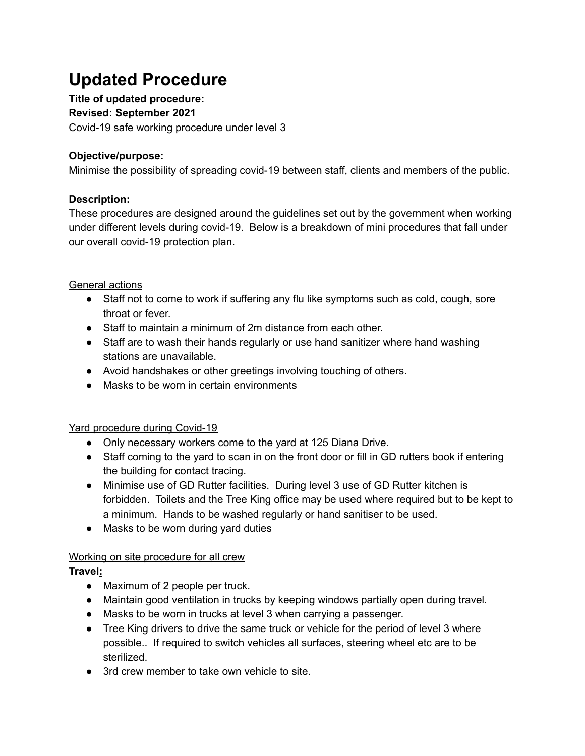# Updated Procedure

**Title of updated procedure:**

**Revised: September 2021**

Covid-19 safe working procedure under level 3

**Objective/purpose:**

Minimise the possibility of spreading covid-19 between staff, clients and members of the public.

**Description:**

These procedures are designed around the guidelines set out by the government when working under different levels during covid-19. Below is a breakdown of mini procedures that fall under our overall covid-19 protection plan.

<u>General actions</u>

- Staff not to come to work if suffering any flu like symptoms such as cold, cough, sore throat or fever.
- Staff to maintain a minimum of 2m distance from each other.
- Staff are to wash their hands regularly or use hand sanitizer where hand washing stations are unavailable.
- Avoid handshakes or other greetings involving touching of others.
- Masks to be worn in certain environments

<u>Yard procedure during Covid-19</u>

- Only necessary workers come to the yard at 125 Diana Drive.
- Staff coming to the yard to scan in on the front door or fill in GD rutters book if entering the building for contact tracing.
- Minimise use of GD Rutter facilities. During level 3 use of GD Rutter kitchen is forbidden. Toilets and the Tree King office may be used where required but to be kept to a minimum. Hands to be washed regularly or hand sanitiser to be used.
- Masks to be worn during yard duties

<u>Working on site procedure for all crew</u>

**Travel:**

- Maximum of 2 people per truck.
- Maintain good ventilation in trucks by keeping windows partially open during travel.
- Masks to be worn in trucks at level 3 when carrying a passenger.
- Tree King drivers to drive the same truck or vehicle for the period of level 3 where possible.. If required to switch vehicles all surfaces, steering wheel etc are to be sterilized.
- 3rd crew member to take own vehicle to site.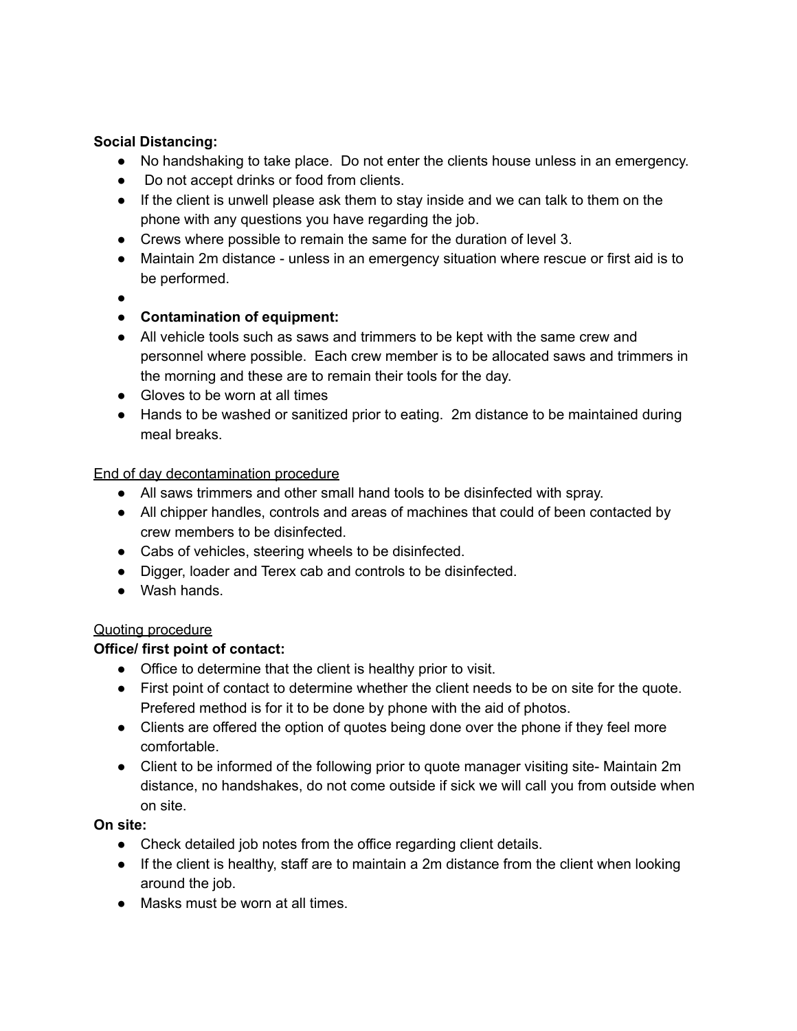**Social Distancing:**

- No handshaking to take place.  Do not enter the clients house unless in an emergency.
- Do not accept drinks or food from clients.
- If the client is unwell please ask them to stay inside and we can talk to them on the phone with any questions you have regarding the job.
- Crews where possible to remain the same for the duration of level 3.
- Maintain 2m distance - unless in an emergency situation where rescue or first aid is to be performed.
- 
- **Contamination of equipment:**
- All vehicle tools such as saws and trimmers to be kept with the same crew and personnel where possible.  Each crew member is to be allocated saws and trimmers in the morning and these are to remain their tools for the day.
- Gloves to be worn at all times
- Hands to be washed or sanitized prior to eating.  2m distance to be maintained during meal breaks.

<u>End of day decontamination procedure</u>

- All saws trimmers and other small hand tools to be disinfected with spray.
- All chipper handles, controls and areas of machines that could of been contacted by crew members to be disinfected.
- Cabs of vehicles, steering wheels to be disinfected.
- Digger, loader and Terex cab and controls to be disinfected.
- Wash hands.

<u>Quoting procedure</u>

**Office/ first point of contact:**

- Office to determine that the client is healthy prior to visit.
- First point of contact to determine whether the client needs to be on site for the quote. Prefered method is for it to be done by phone with the aid of photos.
- Clients are offered the option of quotes being done over the phone if they feel more comfortable.
- Client to be informed of the following prior to quote manager visiting site- Maintain 2m distance, no handshakes, do not come outside if sick we will call you from outside when on site.

**On site:**

- Check detailed job notes from the office regarding client details.
- If the client is healthy, staff are to maintain a 2m distance from the client when looking around the job.
- Masks must be worn at all times.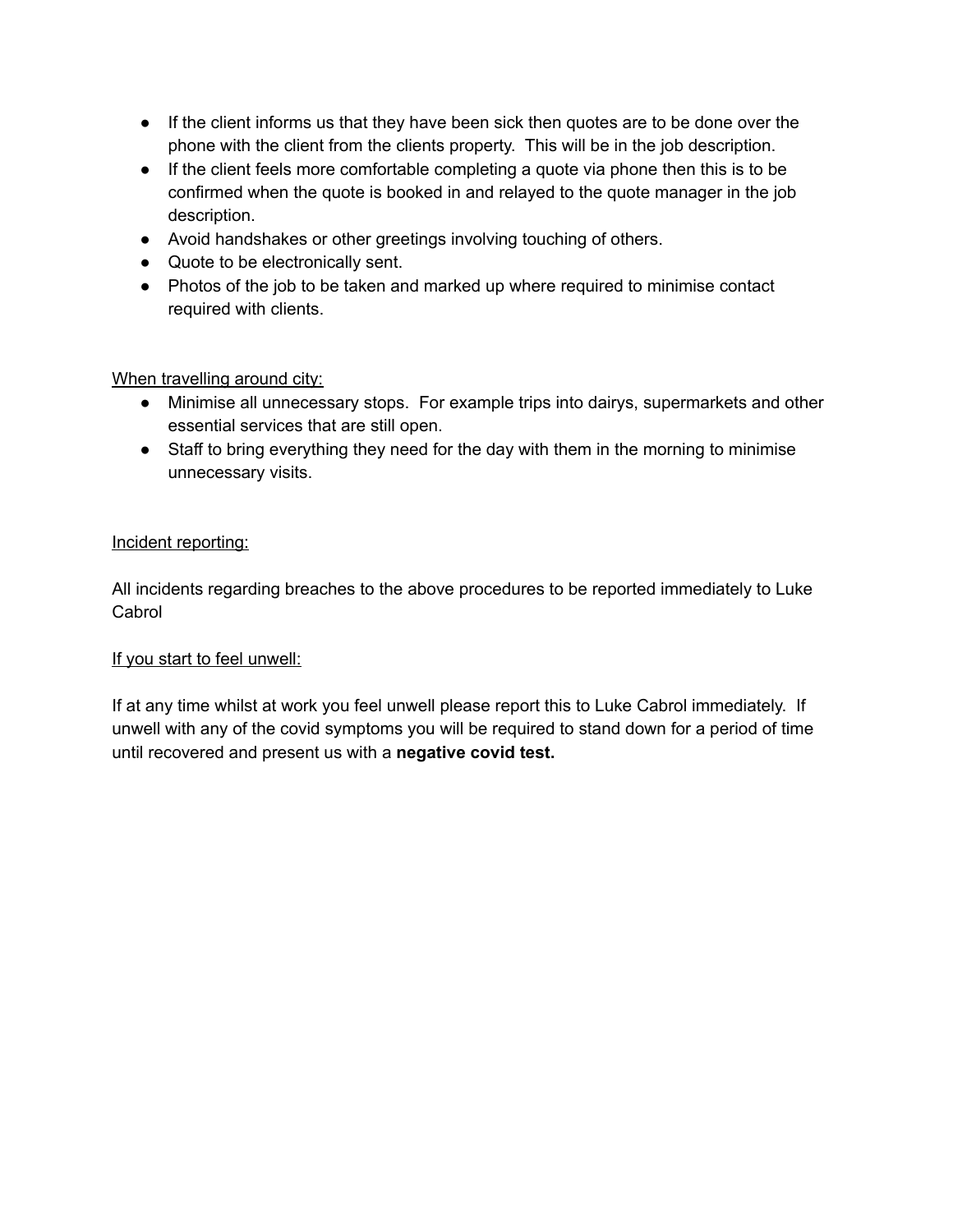- If the client informs us that they have been sick then quotes are to be done over the phone with the client from the clients property. This will be in the job description.
- If the client feels more comfortable completing a quote via phone then this is to be confirmed when the quote is booked in and relayed to the quote manager in the job description.
- Avoid handshakes or other greetings involving touching of others.
- Quote to be electronically sent.
- Photos of the job to be taken and marked up where required to minimise contact required with clients.

<u>When travelling around city:</u>

- Minimise all unnecessary stops. For example trips into dairys, supermarkets and other essential services that are still open.
- Staff to bring everything they need for the day with them in the morning to minimise unnecessary visits.

<u>Incident reporting:</u>

All incidents regarding breaches to the above procedures to be reported immediately to Luke Cabrol

<u>If you start to feel unwell:</u>

If at any time whilst at work you feel unwell please report this to Luke Cabrol immediately. If unwell with any of the covid symptoms you will be required to stand down for a period of time until recovered and present us with a **negative covid test.**